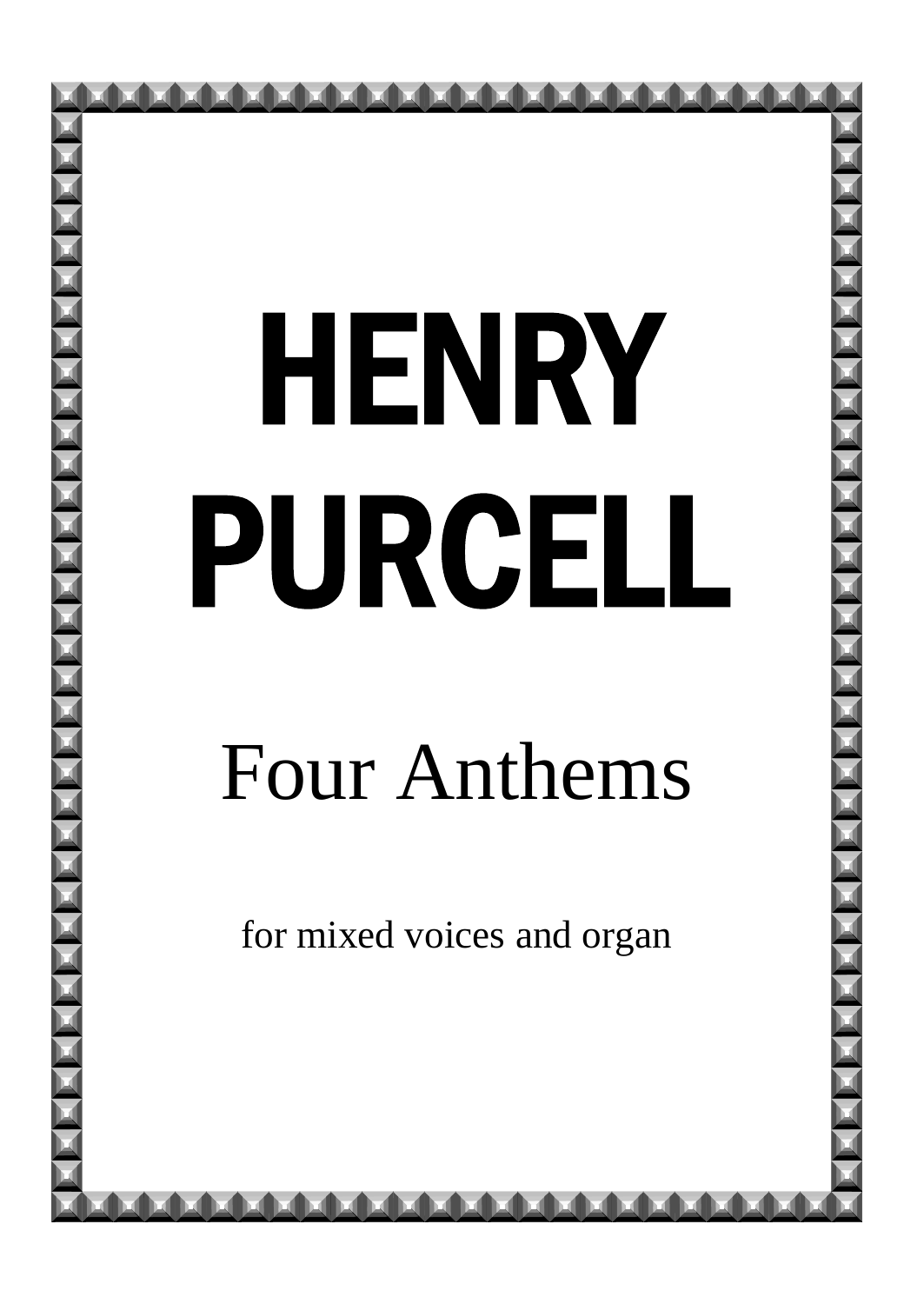# HENRY PURCELL

## Four Anthems

for mixed voices and organ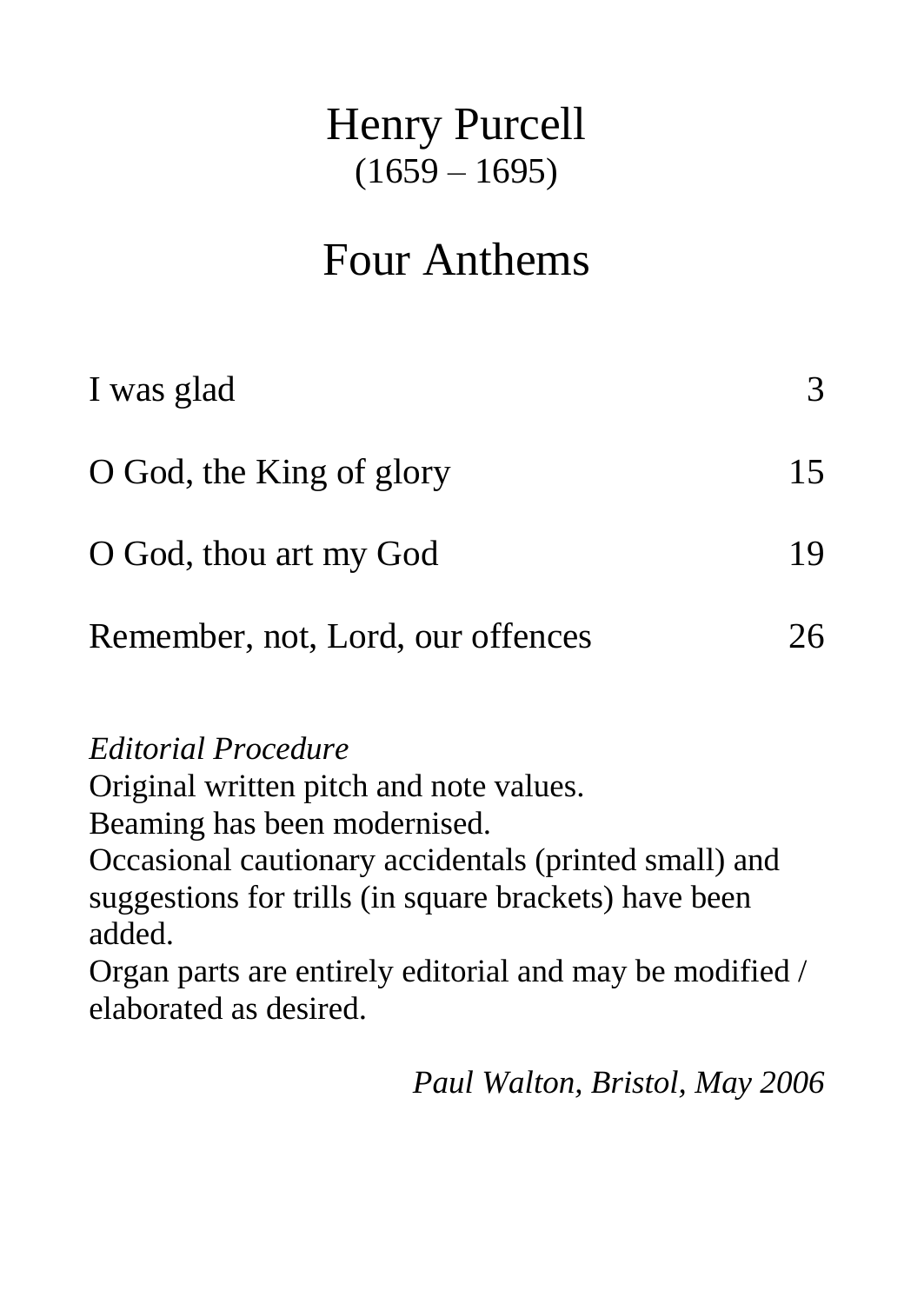# Henry Purcell

(1659 – 1695)

## Four Anthems

| | |
|---|---|
| I was glad | 3 |
| O God, the King of glory | 15 |
| O God, thou art my God | 19 |
| Remember, not, Lord, our offences | 26 |

*Editorial Procedure*

Original written pitch and note values.

Beaming has been modernised.

Occasional cautionary accidentals (printed small) and suggestions for trills (in square brackets) have been added.

Organ parts are entirely editorial and may be modified / elaborated as desired.

*Paul Walton, Bristol, May 2006*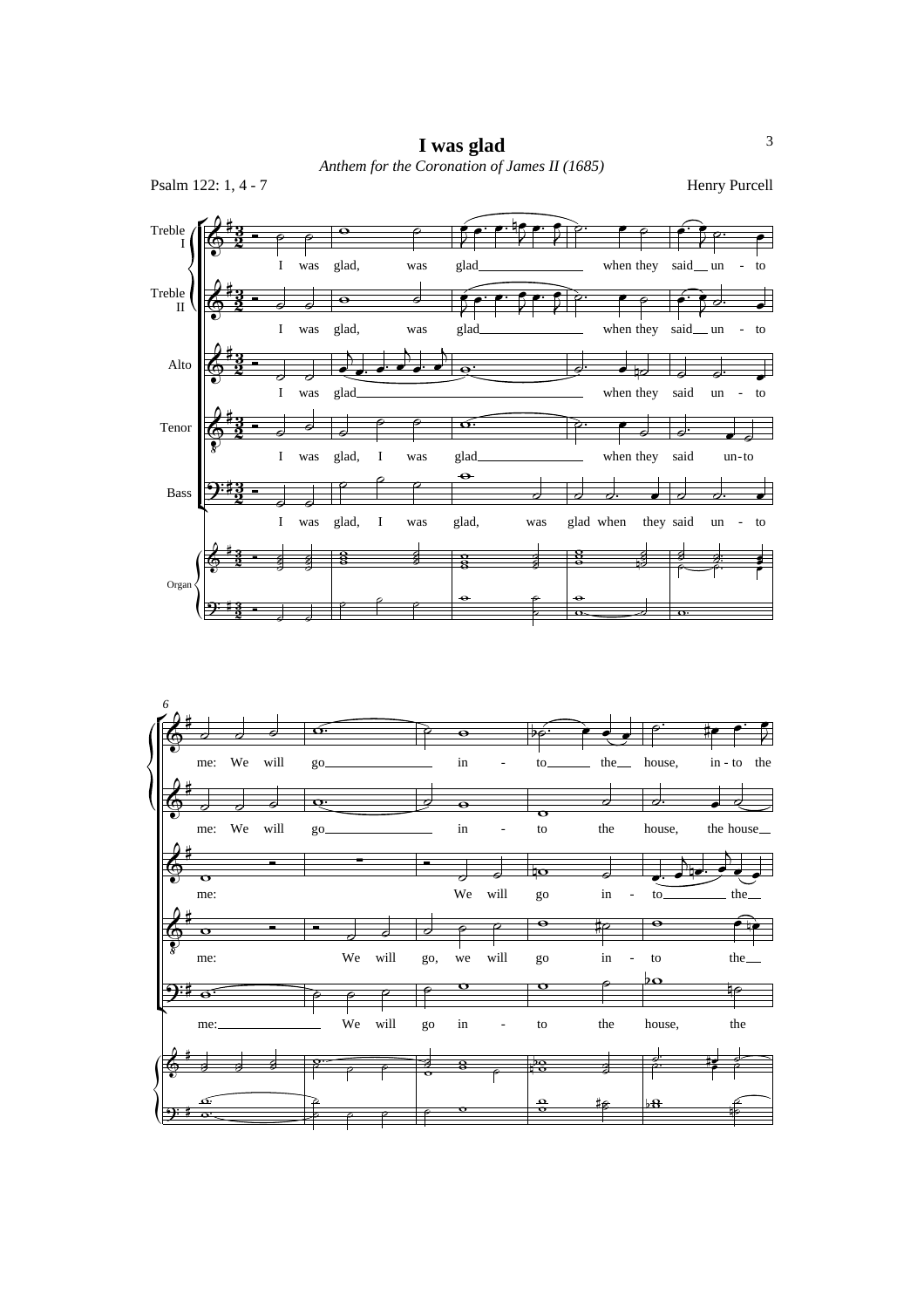# I was glad

*Anthem for the Coronation of James II (1685)*

Psalm 122: 1, 4 - 7

Henry Purcell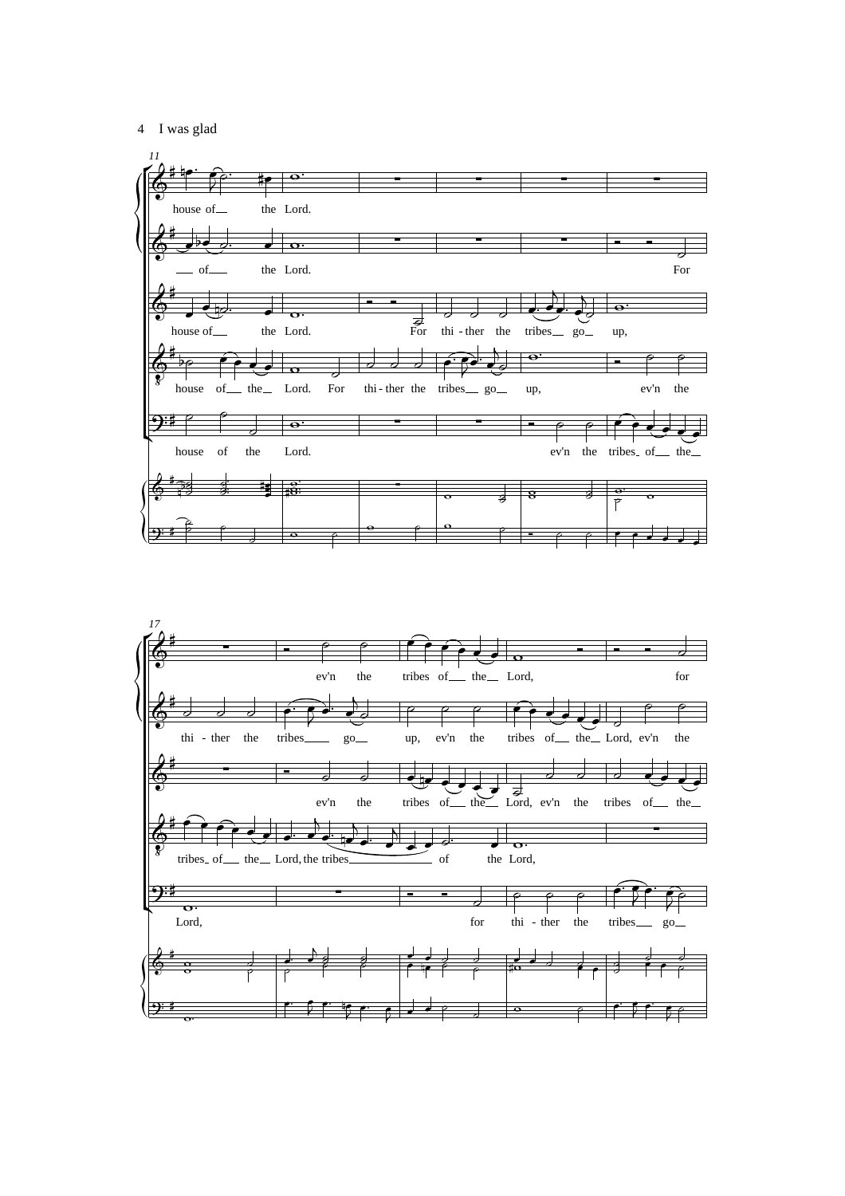11

house of the Lord.

of the Lord. For

house of the Lord. For thi - ther the tribes go up,

house of the Lord. For thi - ther the tribes go up, ev'n the

house of the Lord. ev'n the tribes of the

17

ev'n the tribes of the Lord, for

thi - ther the tribes go up, ev'n the tribes of the Lord, ev'n the

ev'n the tribes of the Lord, ev'n the tribes of the

tribes of the Lord, the tribes of the Lord,

Lord, for thi - ther the tribes go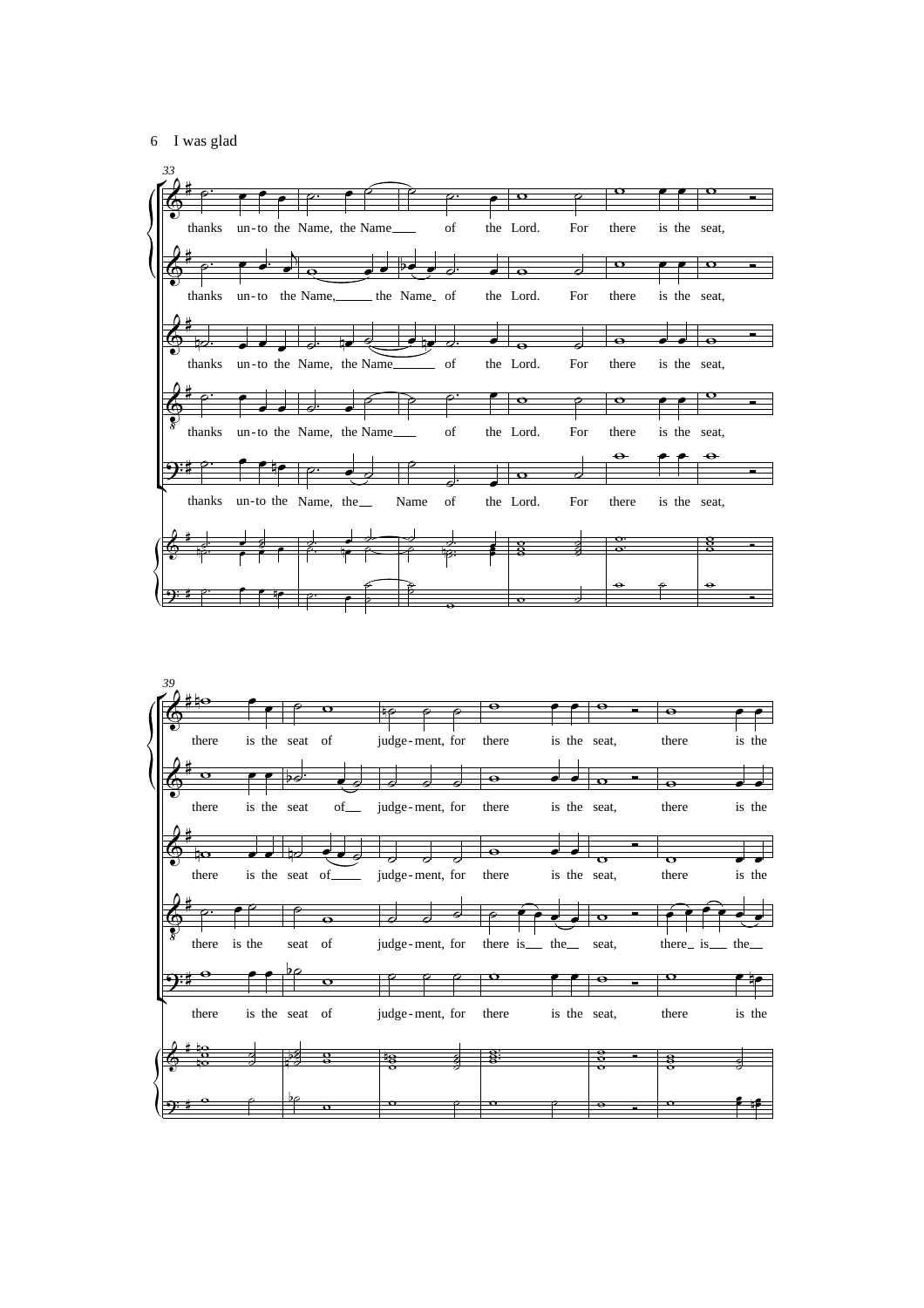33

thanks un-to the Name, the Name of the Lord. For there is the seat,

thanks un-to the Name, the Name of the Lord. For there is the seat,

thanks un-to the Name, the Name of the Lord. For there is the seat,

thanks un-to the Name, the Name of the Lord. For there is the seat,

thanks un-to the Name, the Name of the Lord. For there is the seat,

39

there is the seat of judge-ment, for there is the seat, there is the

there is the seat of judge-ment, for there is the seat, there is the

there is the seat of judge-ment, for there is the seat, there is the

there is the seat of judge-ment, for there is the seat, there is the

there is the seat of judge-ment, for there is the seat, there is the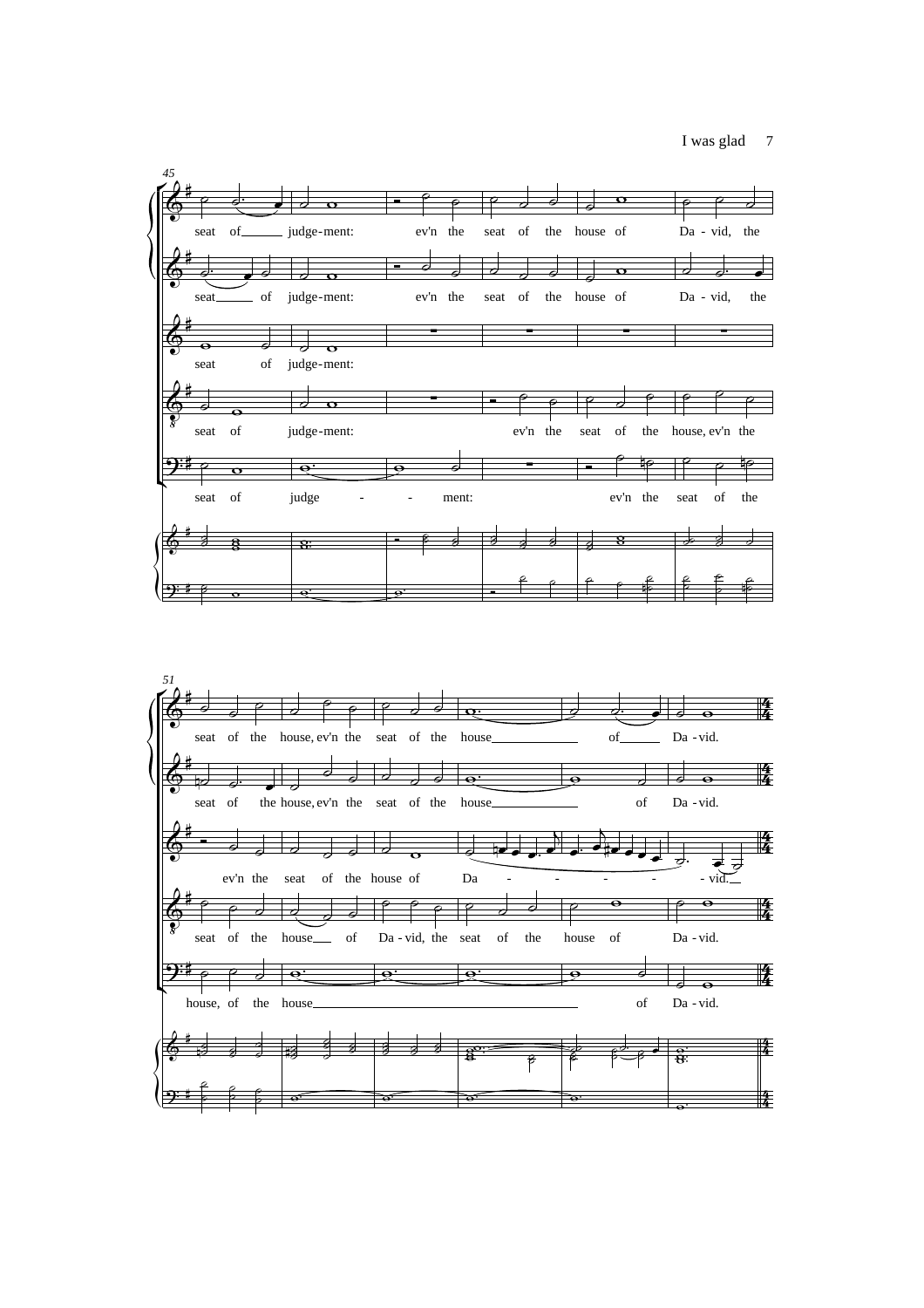45

seat of judge-ment: ev'n the seat of the house of Da - vid, the

seat of judge-ment: ev'n the seat of the house of Da - vid, the

seat of judge-ment:

seat of judge-ment: ev'n the seat of the house, ev'n the

seat of judge - - ment: ev'n the seat of the

51

seat of the house, ev'n the seat of the house of Da - vid.

seat of the house, ev'n the seat of the house of Da - vid.

ev'n the seat of the house of Da - - - - - vid.

seat of the house of Da - vid, the seat of the house of Da - vid.

house, of the house of Da - vid.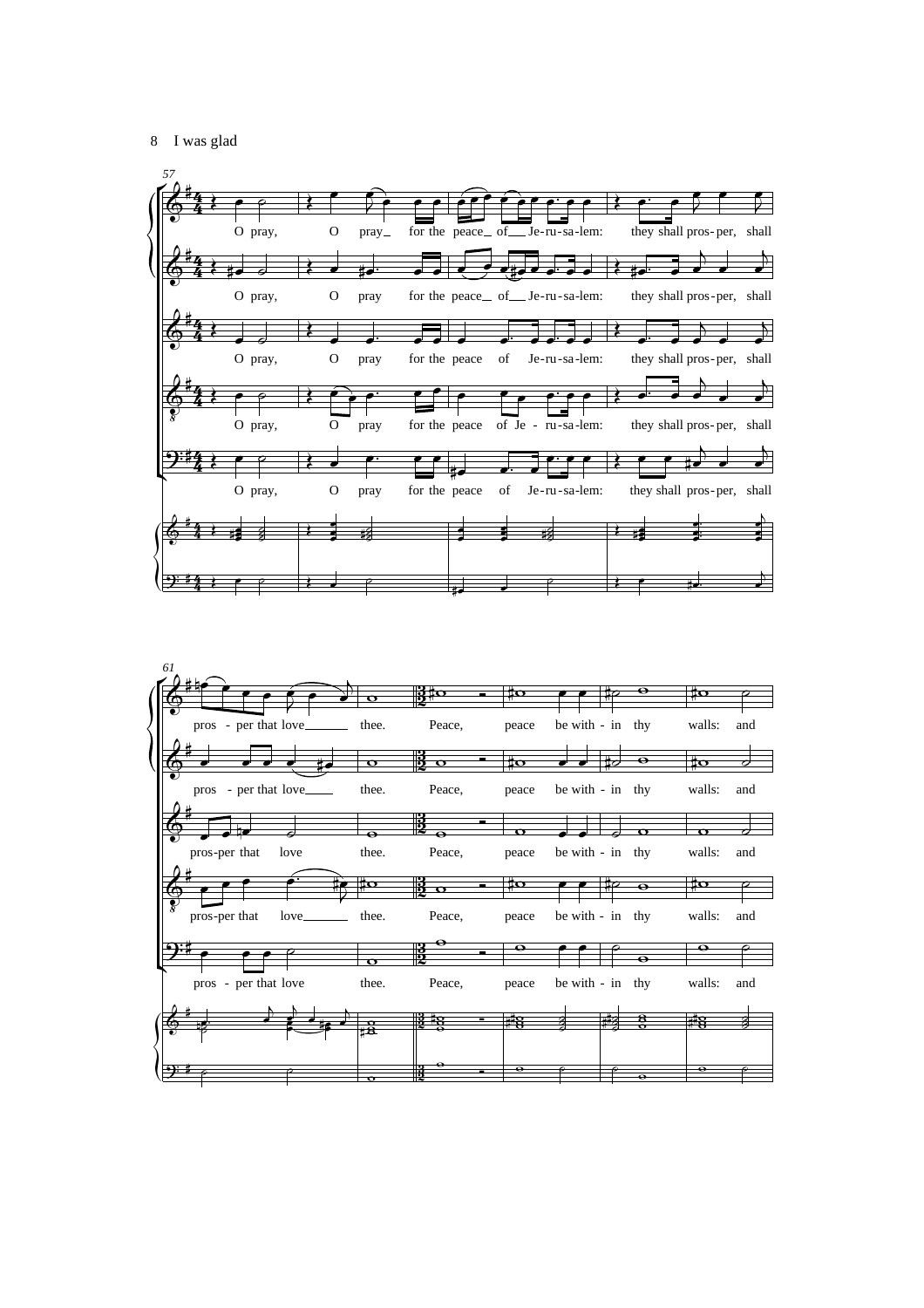57

O pray, O pray for the peace of Je-ru-sa-lem: they shall pros-per, shall

61

pros - per that love thee. Peace, peace be with - in thy walls: and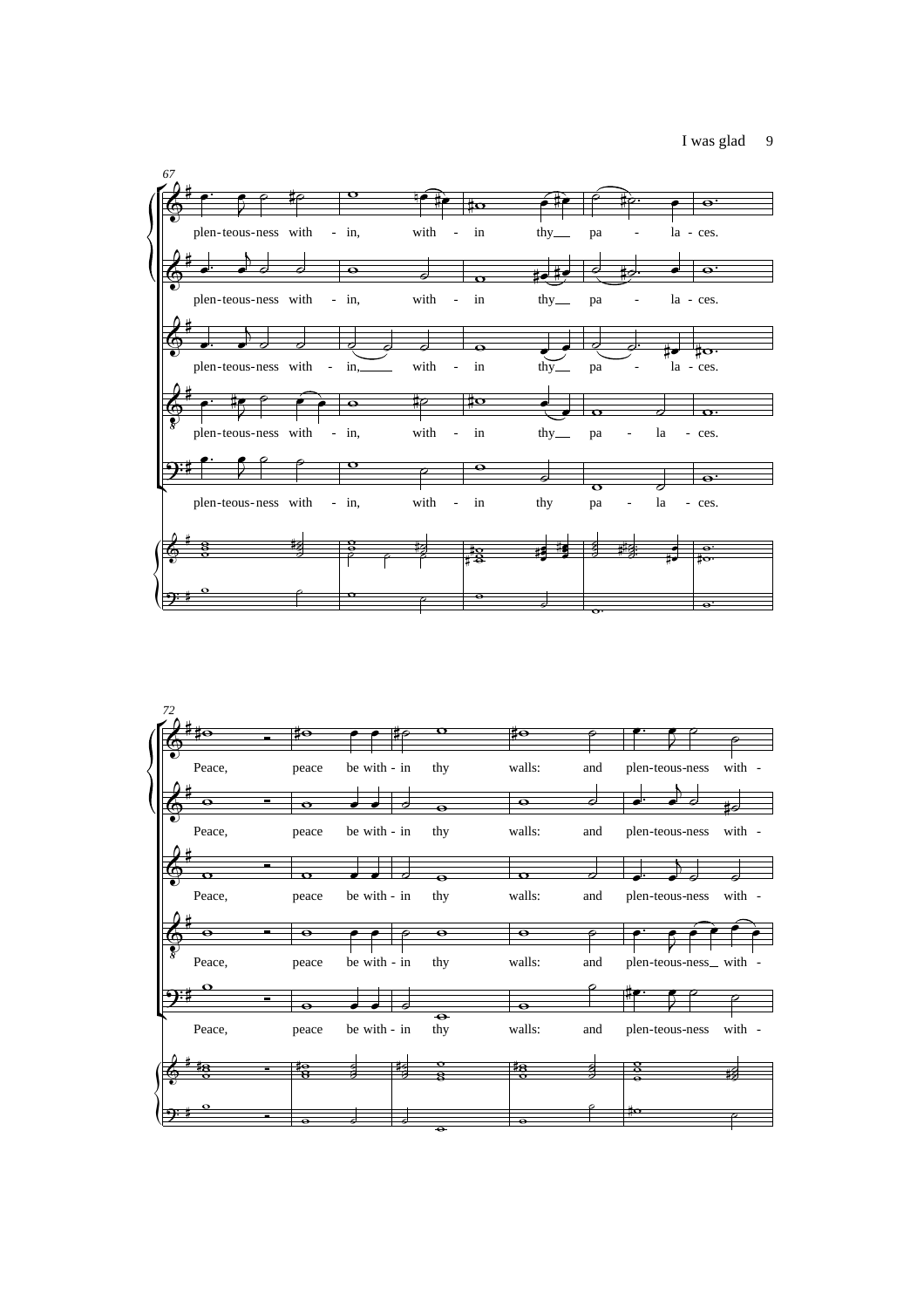67

plen-teous-ness with - in, with - in thy pa - la - ces.

plen-teous-ness with - in, with - in thy pa - la - ces.

plen-teous-ness with - in, with - in thy pa - la - ces.

plen-teous-ness with - in, with - in thy pa - la - ces.

plen-teous-ness with - in, with - in thy pa - la - ces.

72

Peace, peace be with - in thy walls: and plen-teous-ness with -

Peace, peace be with - in thy walls: and plen-teous-ness with -

Peace, peace be with - in thy walls: and plen-teous-ness with -

Peace, peace be with - in thy walls: and plen-teous-ness with -

Peace, peace be with - in thy walls: and plen-teous-ness with -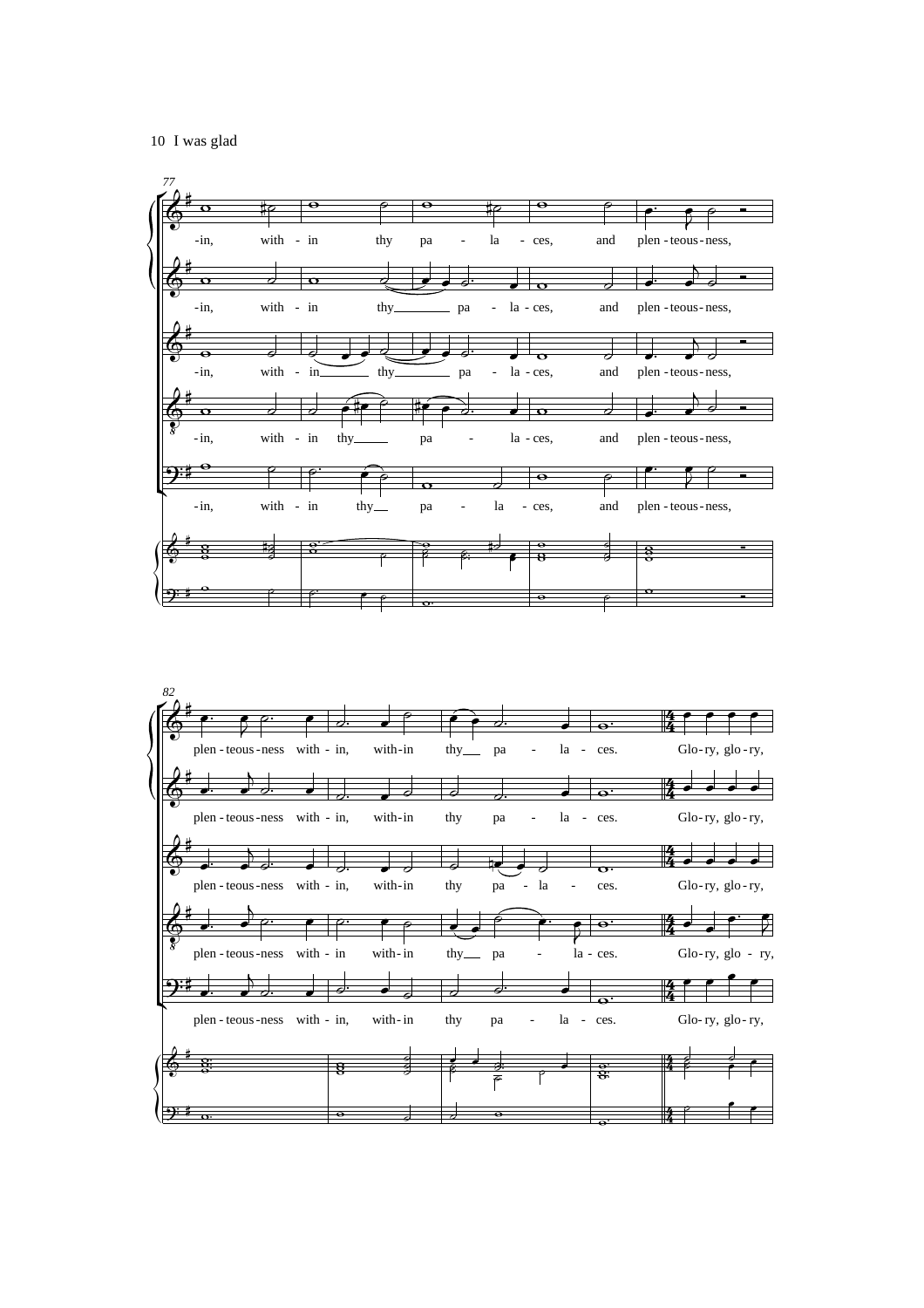77

-in, with - in thy pa - la - ces, and plen - teous - ness,

-in, with - in thy pa - la - ces, and plen - teous - ness,

-in, with - in thy pa - la - ces, and plen - teous - ness,

-in, with - in thy pa - la - ces, and plen - teous - ness,

-in, with - in thy pa - la - ces, and plen - teous - ness,

82

plen - teous - ness with - in, with - in thy pa - la - ces. Glo - ry, glo - ry,

plen - teous - ness with - in, with - in thy pa - la - ces. Glo - ry, glo - ry,

plen - teous - ness with - in, with - in thy pa - la - ces. Glo - ry, glo - ry,

plen - teous - ness with - in with - in thy pa - la - ces. Glo - ry, glo - ry,

plen - teous - ness with - in, with - in thy pa - la - ces. Glo - ry, glo - ry,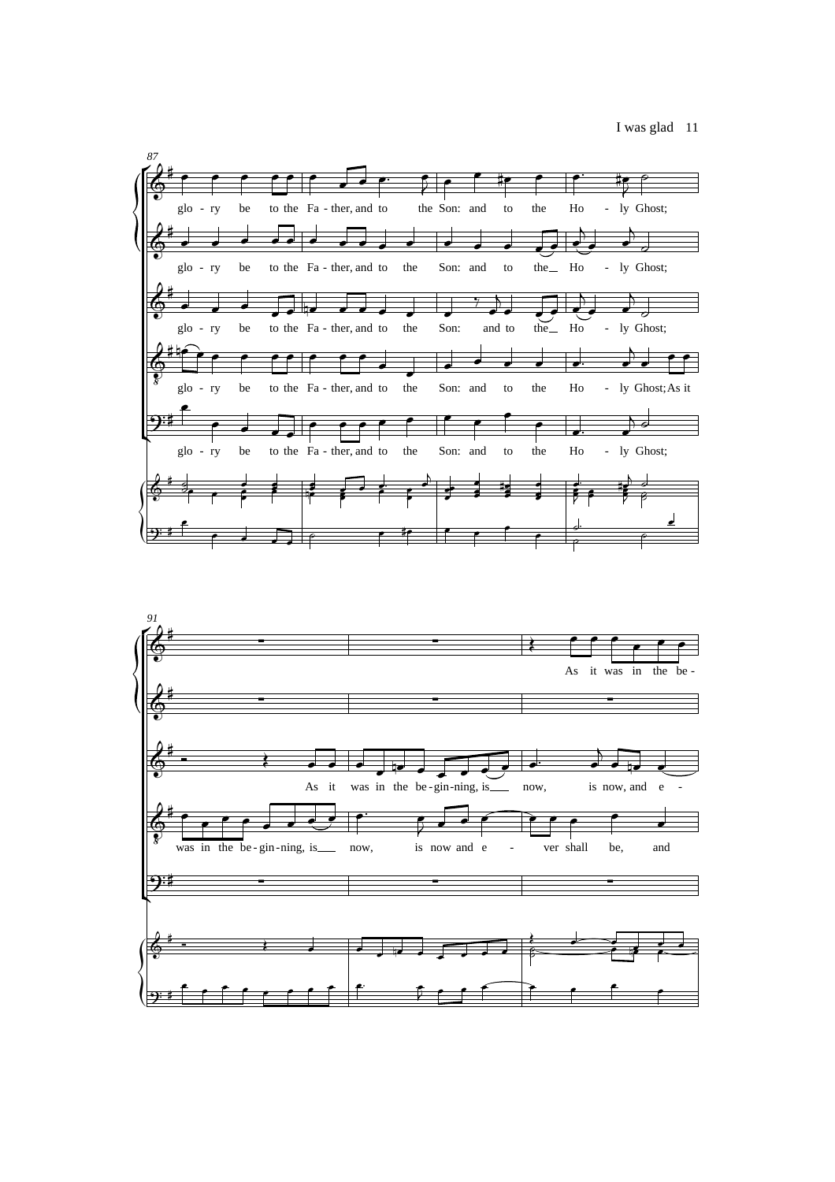87

glo - ry be to the Fa - ther, and to the Son: and to the Ho - ly Ghost;

glo - ry be to the Fa - ther, and to the Son: and to the Ho - ly Ghost;

glo - ry be to the Fa - ther, and to the Son: and to the Ho - ly Ghost;

glo - ry be to the Fa - ther, and to the Son: and to the Ho - ly Ghost; As it

glo - ry be to the Fa - ther, and to the Son: and to the Ho - ly Ghost;

91

As it was in the be -

As it was in the be - gin - ning, is now, is now, and e -

was in the be - gin - ning, is now, is now and e - ver shall be, and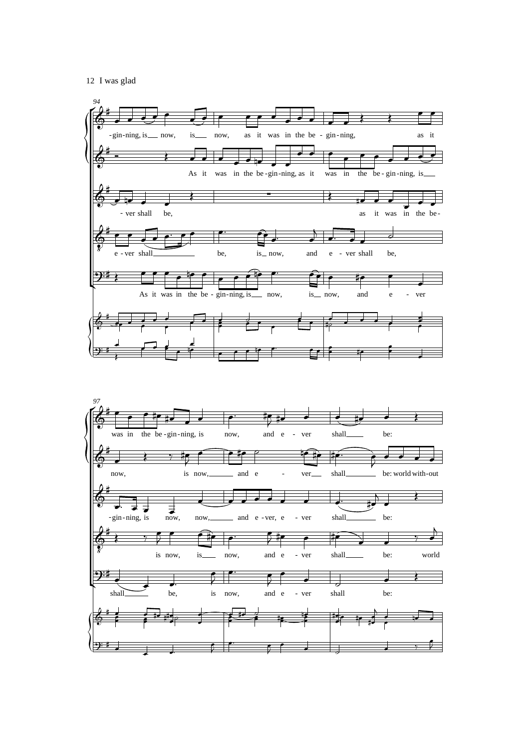94

-gin-ning, is now, is now, as it was in the be - gin-ning, as it

As it was in the be-gin-ning, as it was in the be-gin-ning, is

- ver shall be, as it was in the be-

e - ver shall be, is now, and e - ver shall be,

As it was in the be - gin-ning, is now, is now, and e - ver

97

was in the be-gin-ning, is now, and e - ver shall be:

now, is now, and e - ver shall be: world with-out

-gin-ning, is now, now, and e-ver, e - ver shall be:

is now, is now, and e - ver shall be: world

shall be, is now, and e - ver shall be: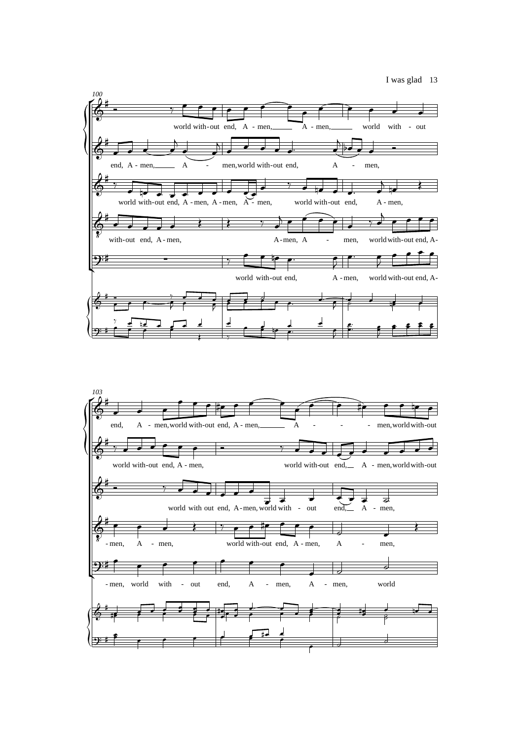100

world with-out end, A - men, A - men, world with - out

end, A - men, A - men, world with-out end, A - men,

world with-out end, A - men, A - men, A - men, world with-out end, A - men,

with-out end, A - men, A - men, A - men, world with-out end, A-

world with-out end, A - men, world with-out end, A-

103

end, A - men, world with-out end, A - men, A - men, world with-out

world with-out end, A - men, world with-out end, A - men, world with-out

world with out end, A - men, world with - out end, A - men,

- men, A - men, world with-out end, A - men, A - men,

- men, world with - out end, A - men, A - men, world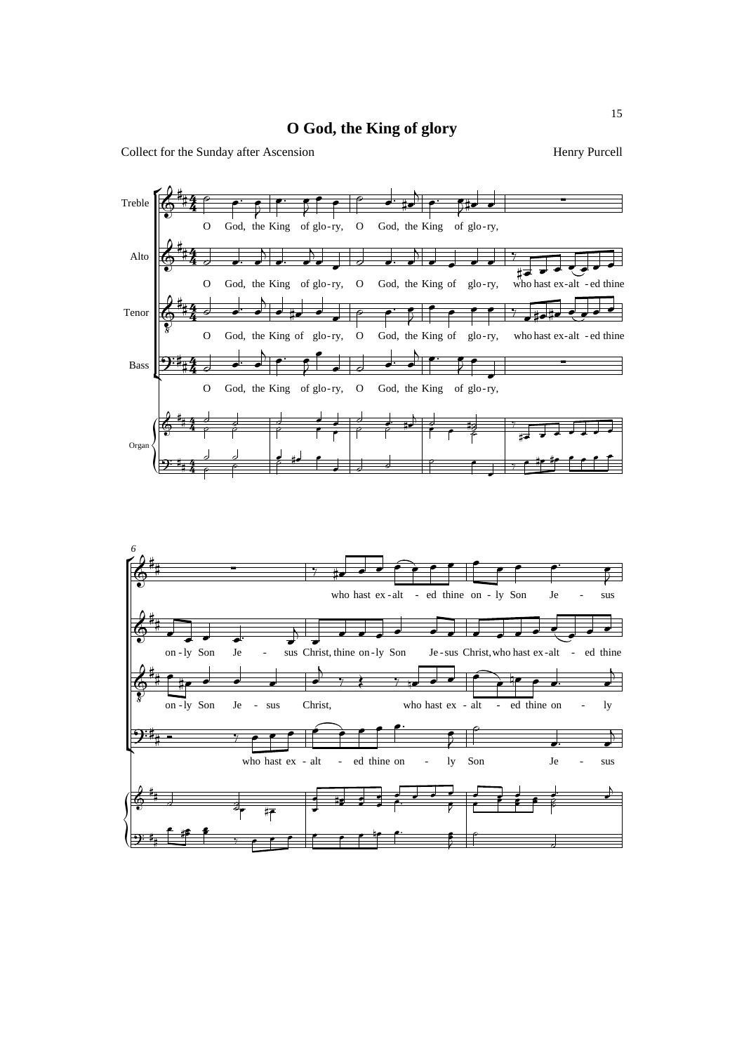# O God, the King of glory

Collect for the Sunday after Ascension

Henry Purcell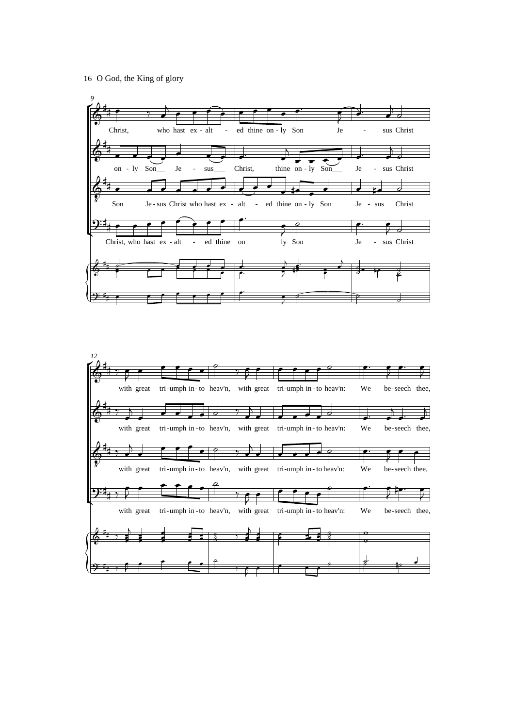16 O God, the King of glory

9

Christ, who hast ex - alt - ed thine on - ly Son Je - sus Christ

on - ly Son Je - sus Christ, thine on - ly Son Je - sus Christ

Son Je - sus Christ who hast ex - alt - ed thine on - ly Son Je - sus Christ

Christ, who hast ex - alt - ed thine on ly Son Je - sus Christ

12

with great tri-umph in - to heav'n, with great tri-umph in - to heav'n: We be-seech thee,

with great tri-umph in - to heav'n, with great tri-umph in - to heav'n: We be-seech thee,

with great tri-umph in - to heav'n, with great tri-umph in - to heav'n: We be-seech thee,

with great tri-umph in - to heav'n, with great tri-umph in - to heav'n: We be-seech thee,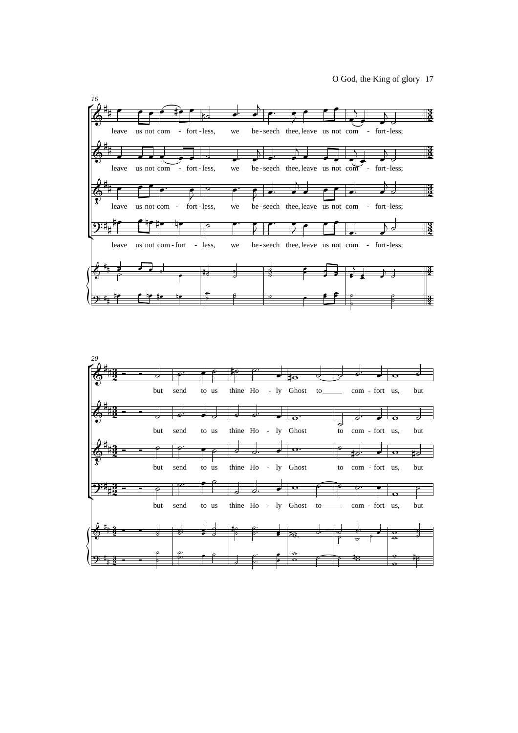16

leave us not com - fort - less, we be - seech thee, leave us not com - fort - less;

20

but send to us thine Ho - ly Ghost to com - fort us, but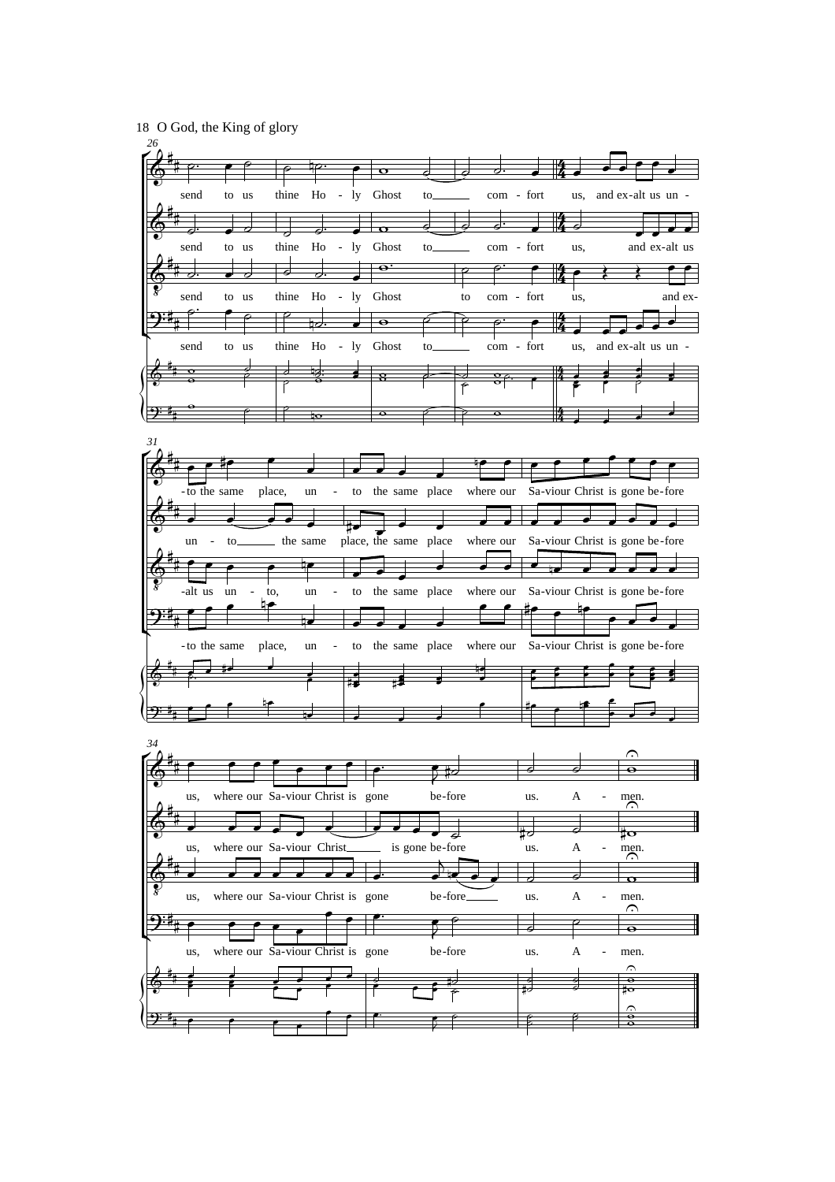18 O God, the King of glory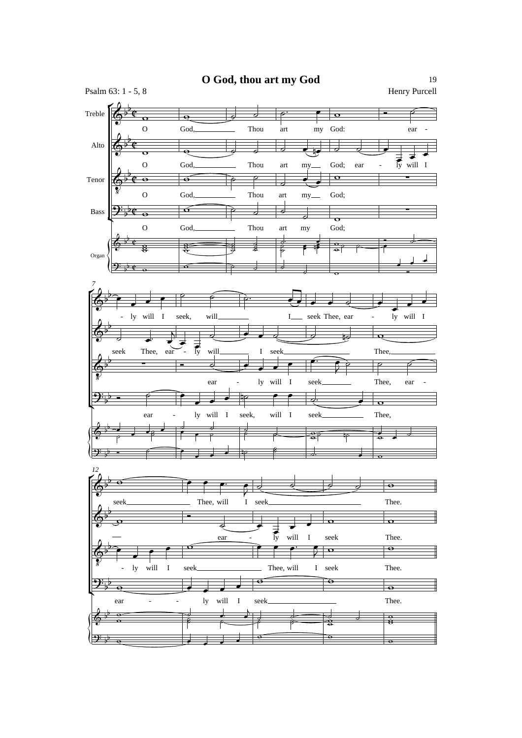# O God, thou art my God

Psalm 63: 1 - 5, 8

Henry Purcell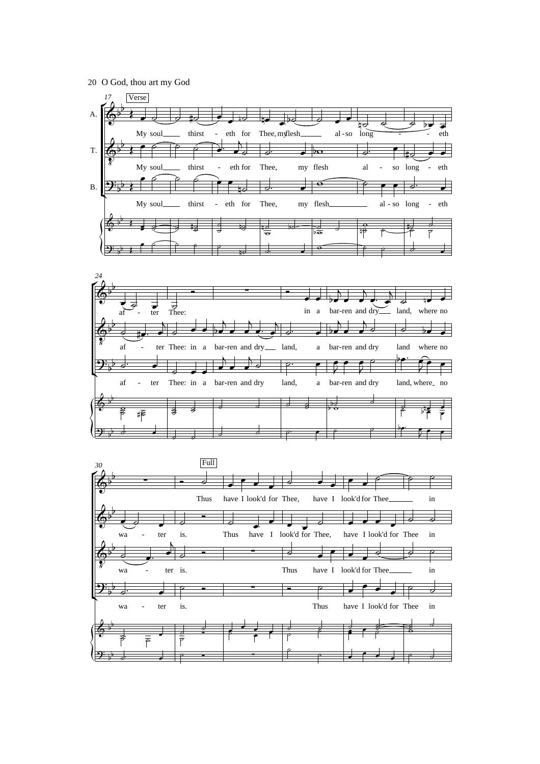O God, thou art my God

17 Verse

A. My soul thirst - eth for Thee, my flesh al - so long - - eth

T. My soul thirst - eth for Thee, my flesh al - so long - eth

B. My soul thirst - eth for Thee, my flesh al - so long - eth

24

af - ter Thee: in a bar-ren and dry land, where no

af - ter Thee: in a bar-ren and dry land, a bar-ren and dry land where no

af - ter Thee: in a bar-ren and dry land, a bar-ren and dry land, where no

30 Full

Thus have I look'd for Thee, have I look'd for Thee in

wa - ter is. Thus have I look'd for Thee, have I look'd for Thee in

wa - ter is. Thus have I look'd for Thee in

wa - ter is. Thus have I look'd for Thee in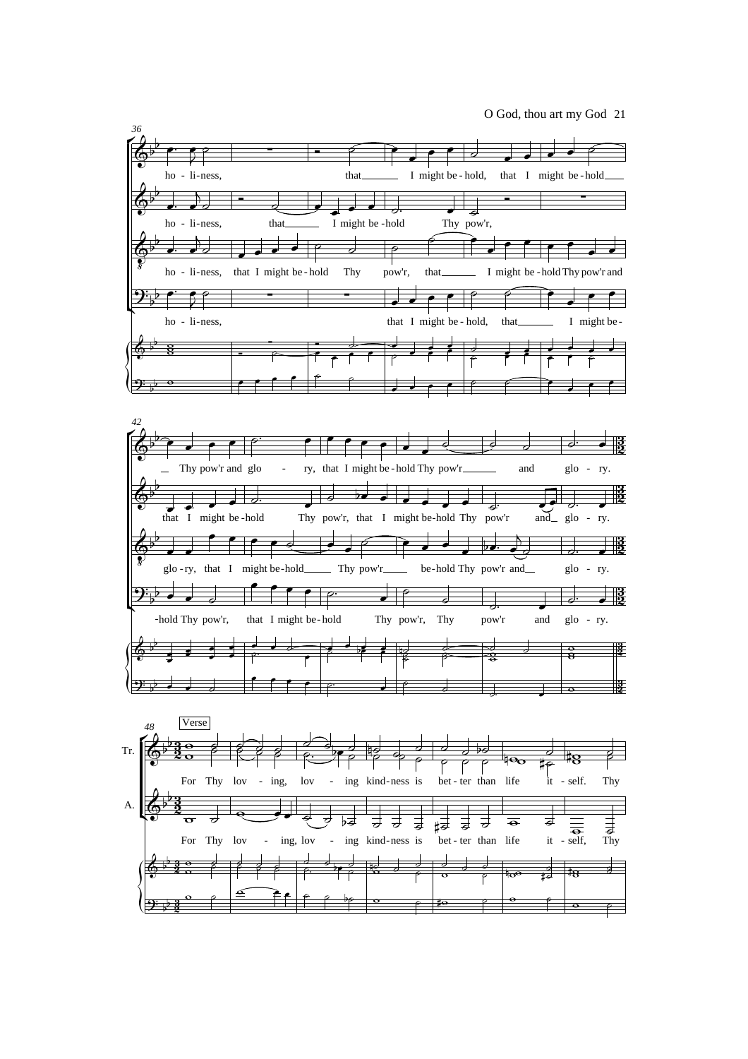36

ho - li-ness, that ___ I might be - hold, that I might be - hold ___

ho - li-ness, that ___ I might be - hold Thy pow'r,

ho - li-ness, that I might be - hold Thy pow'r, that ___ I might be - hold Thy pow'r and

ho - li-ness, that I might be - hold, that ___ I might be-

42

___ Thy pow'r and glo - ry, that I might be - hold Thy pow'r ___ and glo - ry.

that I might be - hold Thy pow'r, that I might be-hold Thy pow'r and ___ glo - ry.

glo - ry, that I might be-hold ___ Thy pow'r ___ be-hold Thy pow'r and ___ glo - ry.

-hold Thy pow'r, that I might be-hold Thy pow'r, Thy pow'r and glo - ry.

48 Verse

Tr. For Thy lov - ing, lov - ing kind-ness is bet - ter than life it - self. Thy

A. For Thy lov - ing, lov - ing kind-ness is bet - ter than life it - self, Thy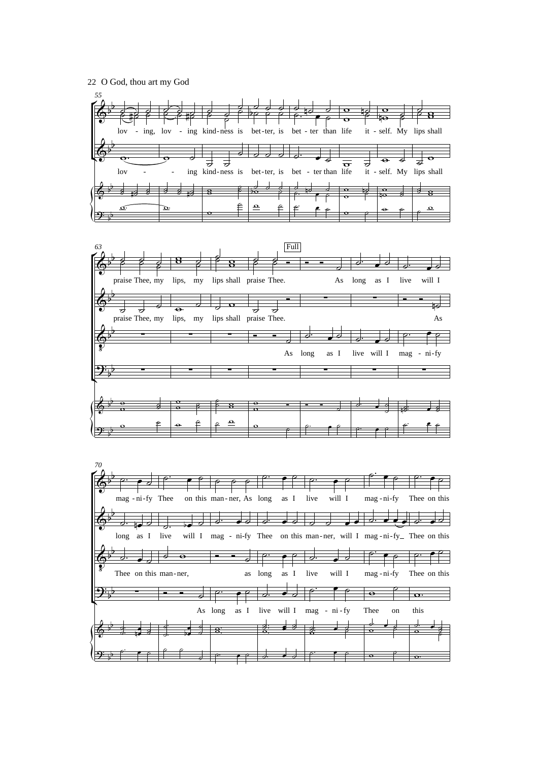O God, thou art my God

55

lov - ing, lov - ing kind-ness is bet-ter, is bet - ter than life it - self. My lips shall

lov - - ing kind-ness is bet-ter, is bet - ter than life it - self. My lips shall

63

Full

praise Thee, my lips, my lips shall praise Thee. As long as I live will I

praise Thee, my lips, my lips shall praise Thee. As

As long as I live will I mag - ni-fy

70

mag - ni-fy Thee on this man-ner, As long as I live will I mag-ni-fy Thee on this

long as I live will I mag - ni-fy Thee on this man-ner, will I mag-ni-fy_ Thee on this

Thee on this man-ner, as long as I live will I mag-ni-fy Thee on this

As long as I live will I mag - ni-fy Thee on this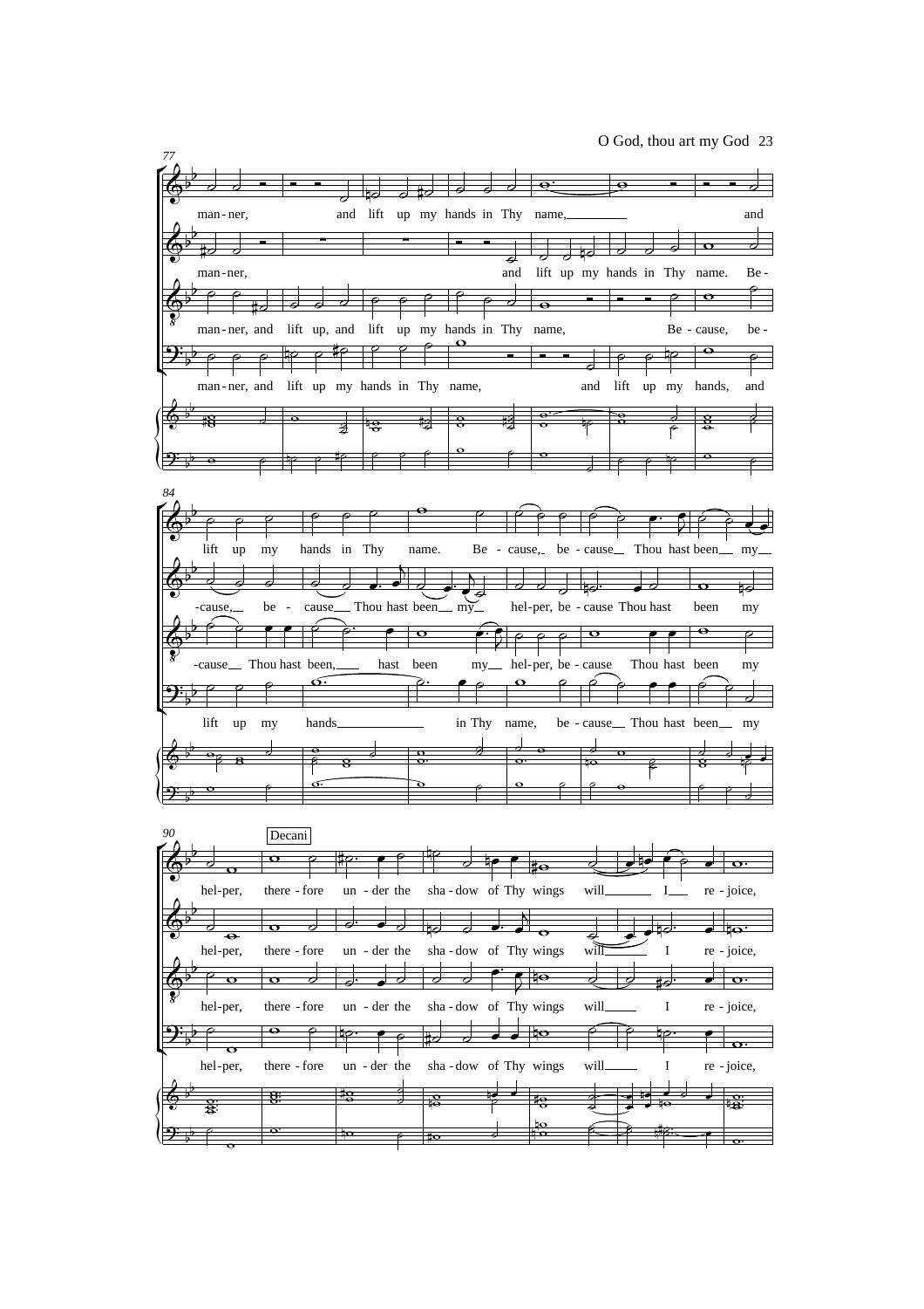77

man-ner, and lift up my hands in Thy name, and

man-ner, and lift up my hands in Thy name. Be-

man-ner, and lift up, and lift up my hands in Thy name, Be-cause, be-

man-ner, and lift up my hands in Thy name, and lift up my hands, and

84

lift up my hands in Thy name. Be-cause, be-cause Thou hast been my

-cause, be-cause Thou hast been my helper, be-cause Thou hast been my

-cause Thou hast been, hast been my helper, be-cause Thou hast been my

lift up my hands in Thy name, be-cause Thou hast been my

90

Decani

hel-per, there-fore un-der the sha-dow of Thy wings will I re-joice,

hel-per, there-fore un-der the sha-dow of Thy wings will I re-joice,

hel-per, there-fore un-der the sha-dow of Thy wings will I re-joice,

hel-per, there-fore un-der the sha-dow of Thy wings will I re-joice,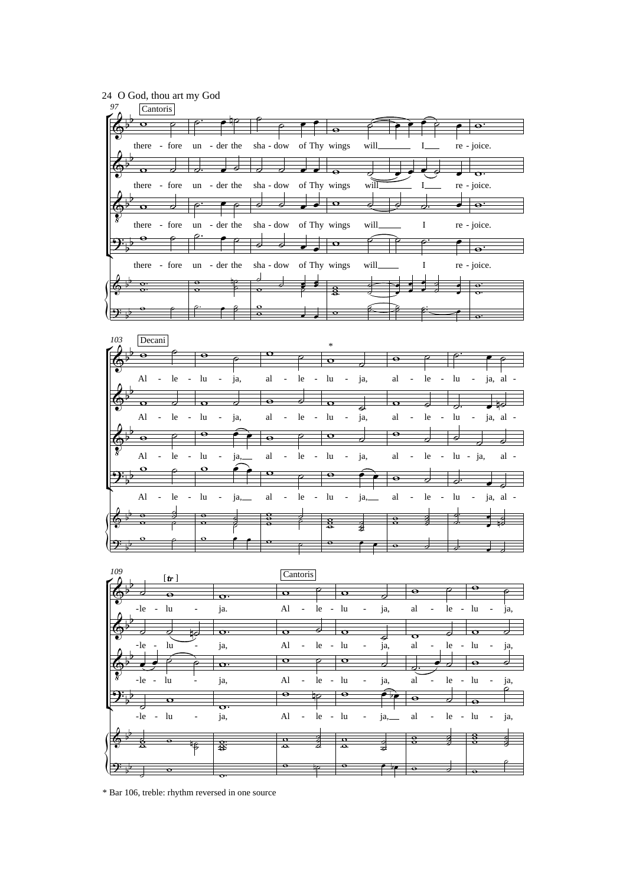24 O God, thou art my God

97

Cantoris

there - fore un - der the sha - dow of Thy wings will I re - joice.

103

Decani

Al - le - lu - ja, al - le - lu - ja, al - le - lu - ja, al -

109

Cantoris

-le - lu - ja. Al - le - lu - ja, al - le - lu - ja,

* Bar 106, treble: rhythm reversed in one source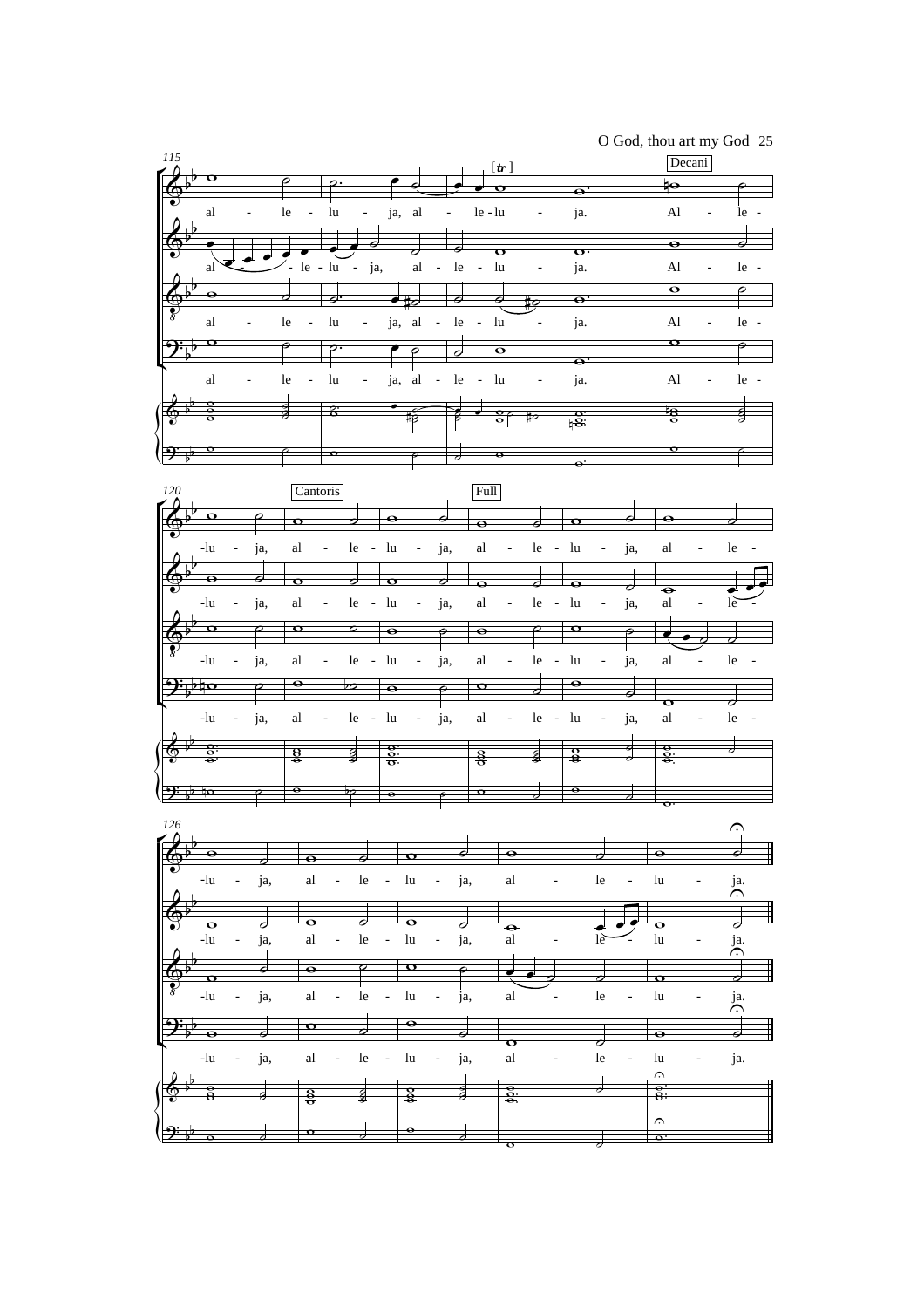115

[tr]

Decani

al - le - lu - ja, al - le - lu - ja. Al - le -

al - le - lu - ja, al - le - lu - ja. Al - le -

al - le - lu - ja, al - le - lu - ja. Al - le -

al - le - lu - ja, al - le - lu - ja. Al - le -

120

Cantoris

Full

-lu - ja, al - le - lu - ja, al - le - lu - ja, al - le -

-lu - ja, al - le - lu - ja, al - le - lu - ja, al - le -

-lu - ja, al - le - lu - ja, al - le - lu - ja, al - le -

-lu - ja, al - le - lu - ja, al - le - lu - ja, al - le -

126

-lu - ja, al - le - lu - ja, al - le - lu - ja.

-lu - ja, al - le - lu - ja, al - le - lu - ja.

-lu - ja, al - le - lu - ja, al - le - lu - ja.

-lu - ja, al - le - lu - ja, al - le - lu - ja.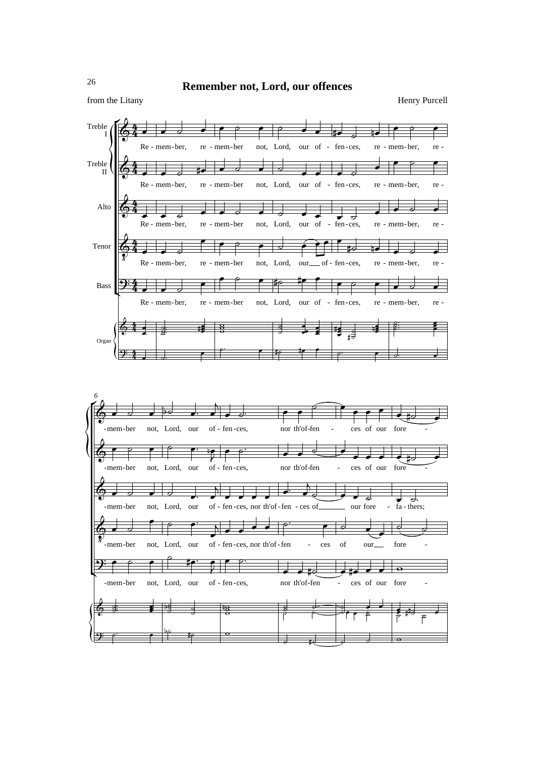# Remember not, Lord, our offences

from the Litany

Henry Purcell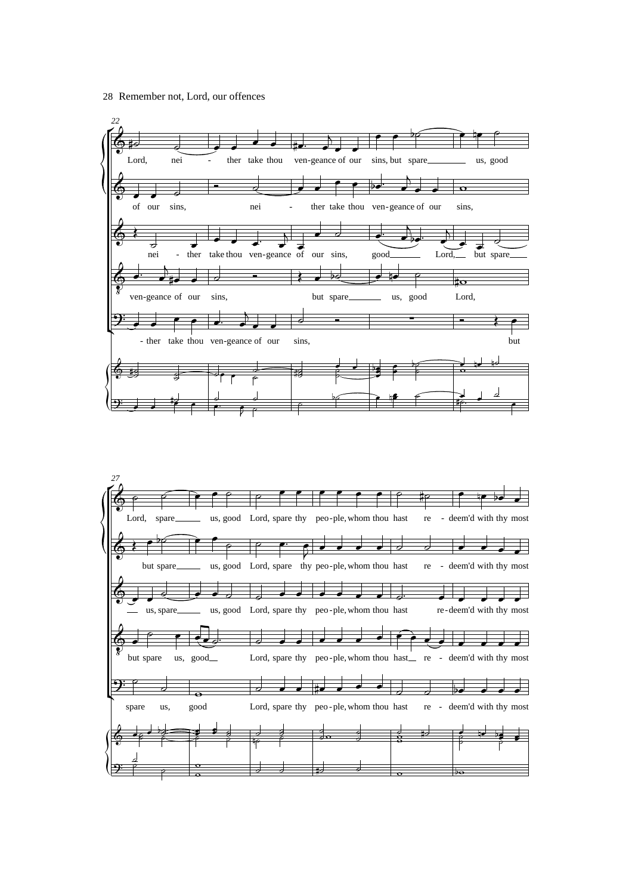22

Lord, nei - ther take thou ven-geance of our sins, but spare us, good

of our sins, nei - ther take thou ven-geance of our sins,

nei - ther take thou ven-geance of our sins, good Lord, but spare

ven-geance of our sins, but spare us, good Lord,

- ther take thou ven-geance of our sins, but

27

Lord, spare us, good Lord, spare thy peo-ple, whom thou hast re - deem'd with thy most

but spare us, good Lord, spare thy peo-ple, whom thou hast re - deem'd with thy most

us, spare us, good Lord, spare thy peo-ple, whom thou hast re-deem'd with thy most

but spare us, good Lord, spare thy peo-ple, whom thou hast re - deem'd with thy most

spare us, good Lord, spare thy peo-ple, whom thou hast re - deem'd with thy most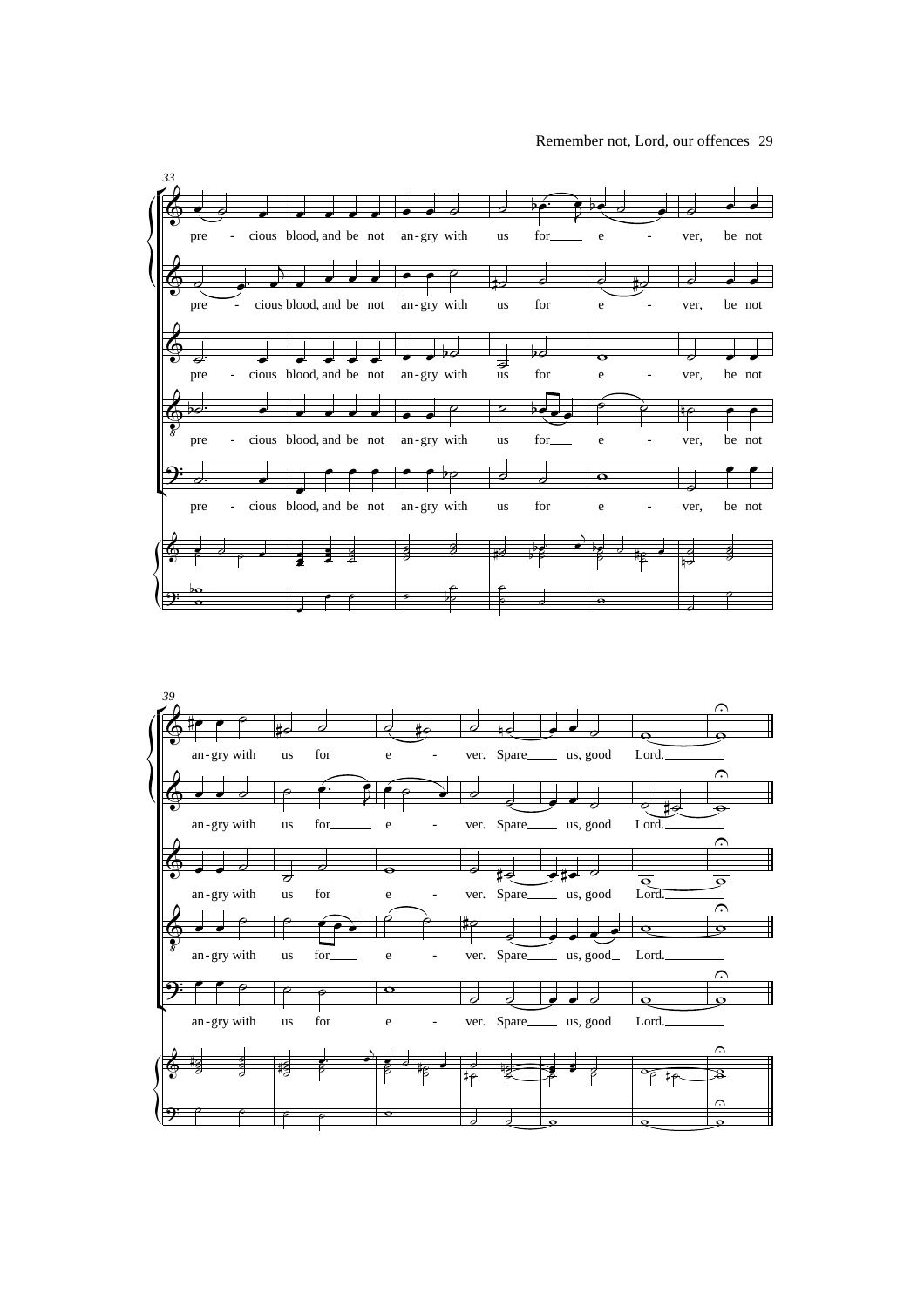33

pre - cious blood, and be not an-gry with us for e - ver, be not

39

an-gry with us for e - ver. Spare us, good Lord.